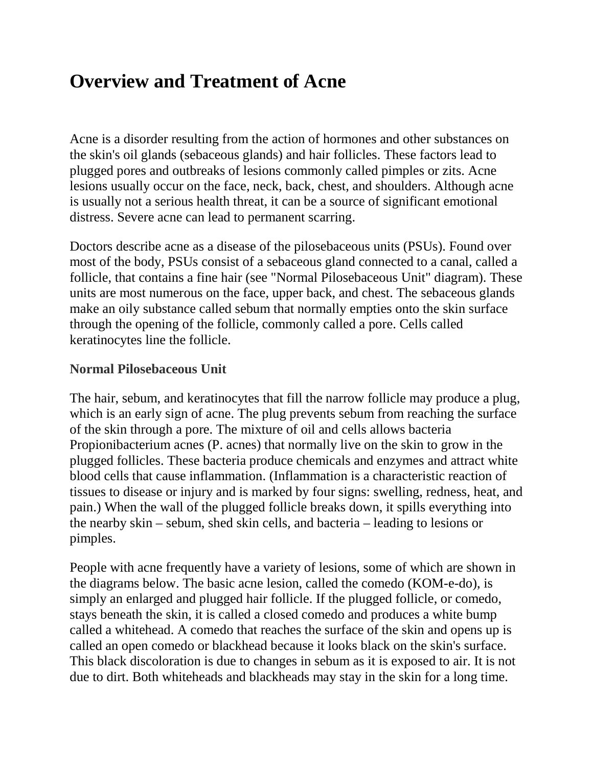# Overview and Treatment of Acne

Acne is a disorder resulting from the action of hormones and other substances on the skin's oil glands (sebaceous glands) and hair follicles. These factors lead to plugged pores and outbreaks of lesions commonly called pimples or zits. Acne lesions usually occur on the face, neck, back, chest, and shoulders. Although acne is usually not a serious health threat, it can be a source of significant emotional distress. Severe acne can lead to permanent scarring.

Doctors describe acne as a disease of the pilosebaceous units (PSUs). Found over most of the body, PSUs consist of a sebaceous gland connected to a canal, called a follicle, that contains a fine hair (see "Normal Pilosebaceous Unit" diagram). These units are most numerous on the face, upper back, and chest. The sebaceous glands make an oily substance called sebum that normally empties onto the skin surface through the opening of the follicle, commonly called a pore. Cells called keratinocytes line the follicle.

**Normal Pilosebaceous Unit**

The hair, sebum, and keratinocytes that fill the narrow follicle may produce a plug, which is an early sign of acne. The plug prevents sebum from reaching the surface of the skin through a pore. The mixture of oil and cells allows bacteria Propionibacterium acnes (P. acnes) that normally live on the skin to grow in the plugged follicles. These bacteria produce chemicals and enzymes and attract white blood cells that cause inflammation. (Inflammation is a characteristic reaction of tissues to disease or injury and is marked by four signs: swelling, redness, heat, and pain.) When the wall of the plugged follicle breaks down, it spills everything into the nearby skin – sebum, shed skin cells, and bacteria – leading to lesions or pimples.

People with acne frequently have a variety of lesions, some of which are shown in the diagrams below. The basic acne lesion, called the comedo (KOM-e-do), is simply an enlarged and plugged hair follicle. If the plugged follicle, or comedo, stays beneath the skin, it is called a closed comedo and produces a white bump called a whitehead. A comedo that reaches the surface of the skin and opens up is called an open comedo or blackhead because it looks black on the skin's surface. This black discoloration is due to changes in sebum as it is exposed to air. It is not due to dirt. Both whiteheads and blackheads may stay in the skin for a long time.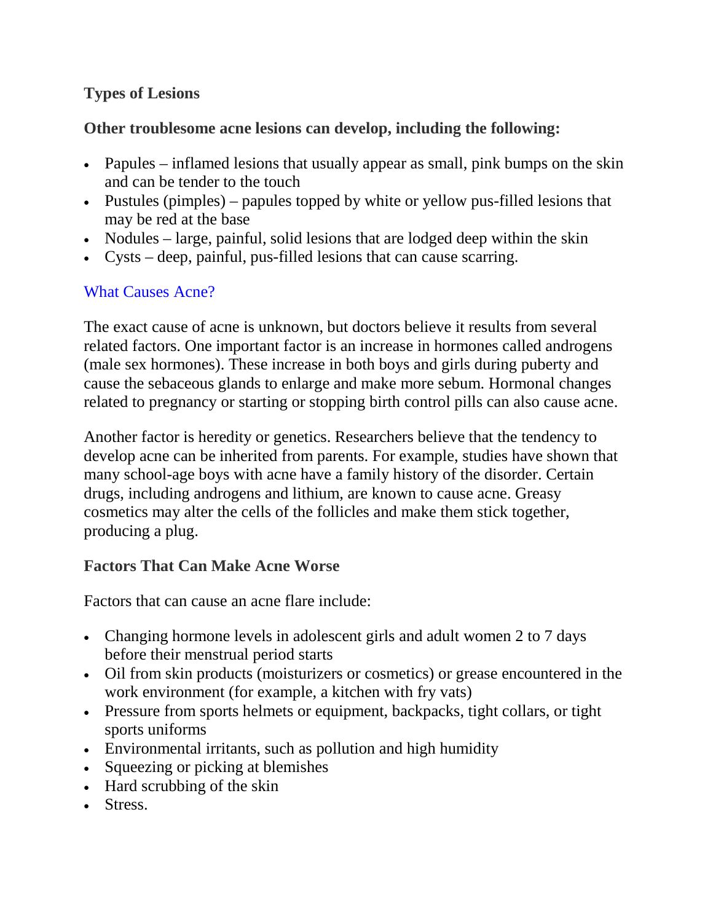### Types of Lesions

**Other troublesome acne lesions can develop, including the following:**

- Papules – inflamed lesions that usually appear as small, pink bumps on the skin and can be tender to the touch
- Pustules (pimples) – papules topped by white or yellow pus-filled lesions that may be red at the base
- Nodules – large, painful, solid lesions that are lodged deep within the skin
- Cysts – deep, painful, pus-filled lesions that can cause scarring.

## What Causes Acne?

The exact cause of acne is unknown, but doctors believe it results from several related factors. One important factor is an increase in hormones called androgens (male sex hormones). These increase in both boys and girls during puberty and cause the sebaceous glands to enlarge and make more sebum. Hormonal changes related to pregnancy or starting or stopping birth control pills can also cause acne.

Another factor is heredity or genetics. Researchers believe that the tendency to develop acne can be inherited from parents. For example, studies have shown that many school-age boys with acne have a family history of the disorder. Certain drugs, including androgens and lithium, are known to cause acne. Greasy cosmetics may alter the cells of the follicles and make them stick together, producing a plug.

### Factors That Can Make Acne Worse

Factors that can cause an acne flare include:

- Changing hormone levels in adolescent girls and adult women 2 to 7 days before their menstrual period starts
- Oil from skin products (moisturizers or cosmetics) or grease encountered in the work environment (for example, a kitchen with fry vats)
- Pressure from sports helmets or equipment, backpacks, tight collars, or tight sports uniforms
- Environmental irritants, such as pollution and high humidity
- Squeezing or picking at blemishes
- Hard scrubbing of the skin
- Stress.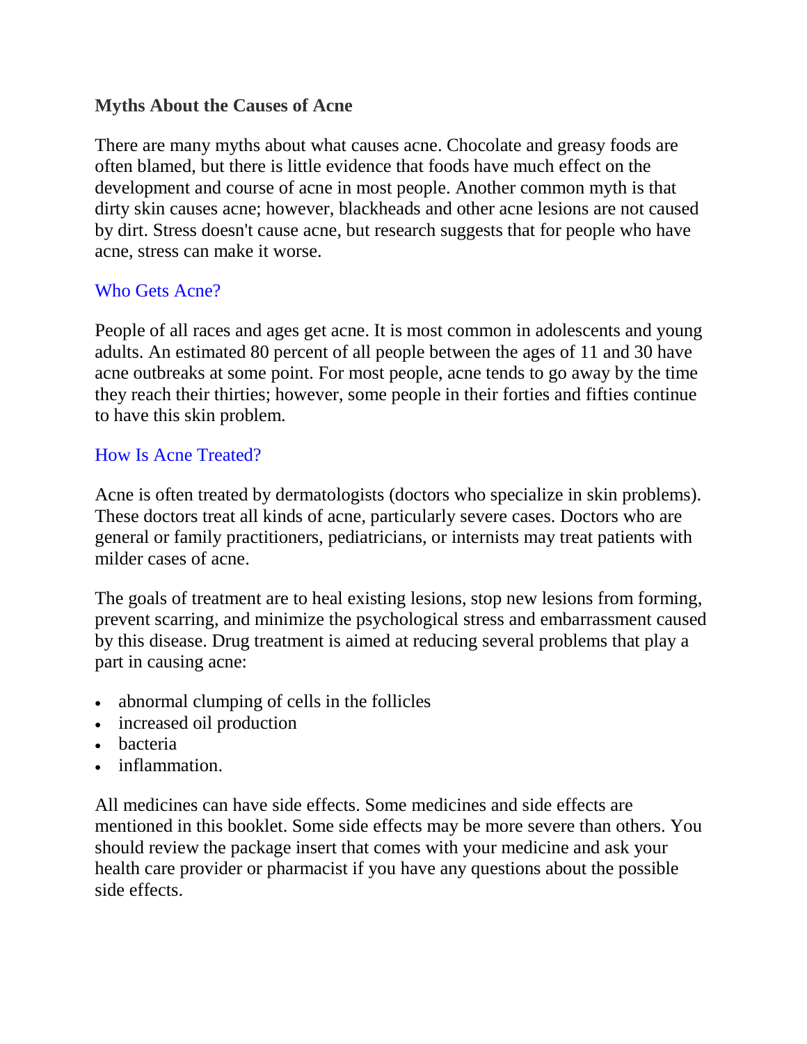## Myths About the Causes of Acne

There are many myths about what causes acne. Chocolate and greasy foods are often blamed, but there is little evidence that foods have much effect on the development and course of acne in most people. Another common myth is that dirty skin causes acne; however, blackheads and other acne lesions are not caused by dirt. Stress doesn't cause acne, but research suggests that for people who have acne, stress can make it worse.

## Who Gets Acne?

People of all races and ages get acne. It is most common in adolescents and young adults. An estimated 80 percent of all people between the ages of 11 and 30 have acne outbreaks at some point. For most people, acne tends to go away by the time they reach their thirties; however, some people in their forties and fifties continue to have this skin problem.

## How Is Acne Treated?

Acne is often treated by dermatologists (doctors who specialize in skin problems). These doctors treat all kinds of acne, particularly severe cases. Doctors who are general or family practitioners, pediatricians, or internists may treat patients with milder cases of acne.

The goals of treatment are to heal existing lesions, stop new lesions from forming, prevent scarring, and minimize the psychological stress and embarrassment caused by this disease. Drug treatment is aimed at reducing several problems that play a part in causing acne:

- abnormal clumping of cells in the follicles
- increased oil production
- bacteria
- inflammation.

All medicines can have side effects. Some medicines and side effects are mentioned in this booklet. Some side effects may be more severe than others. You should review the package insert that comes with your medicine and ask your health care provider or pharmacist if you have any questions about the possible side effects.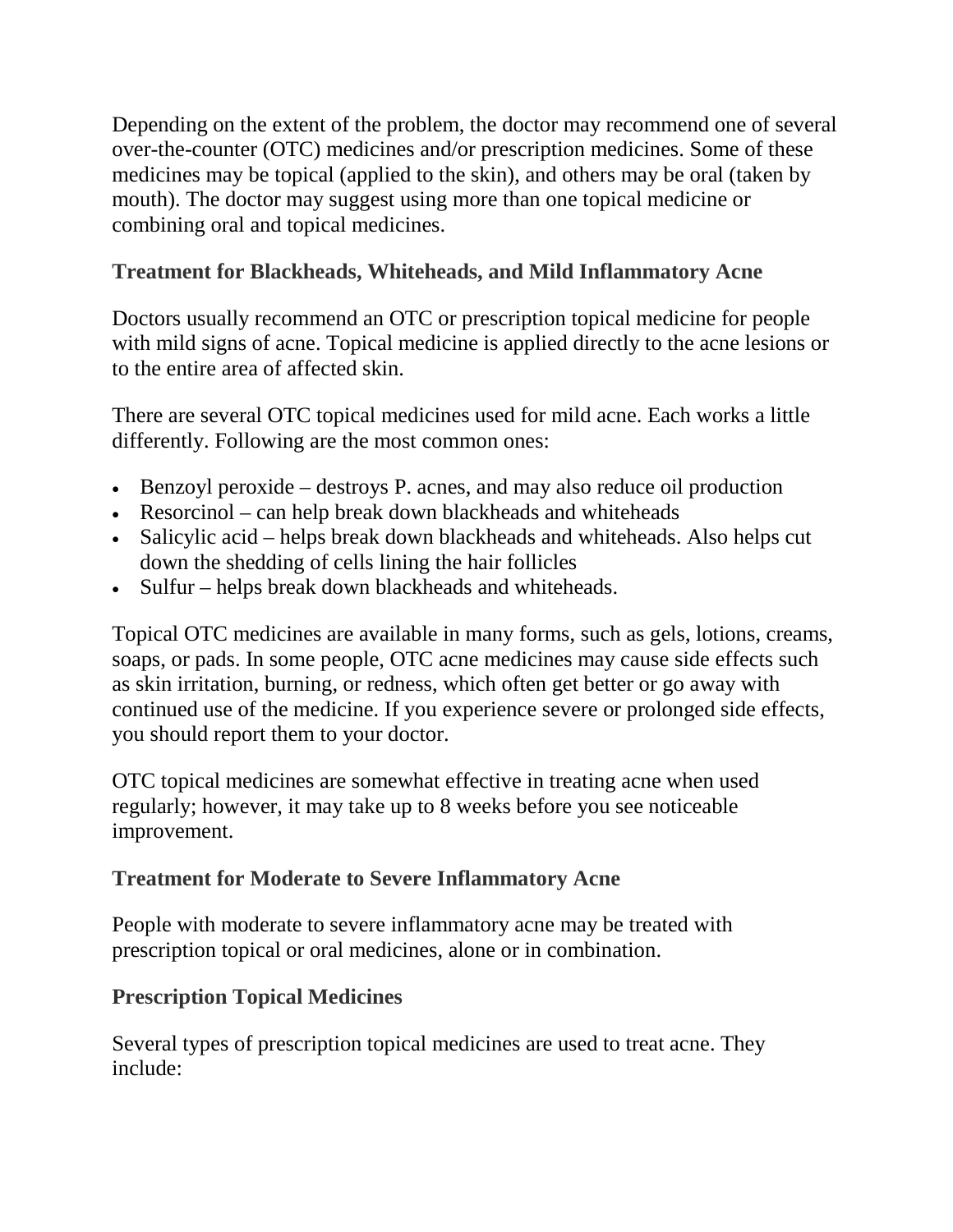Depending on the extent of the problem, the doctor may recommend one of several over-the-counter (OTC) medicines and/or prescription medicines. Some of these medicines may be topical (applied to the skin), and others may be oral (taken by mouth). The doctor may suggest using more than one topical medicine or combining oral and topical medicines.

### Treatment for Blackheads, Whiteheads, and Mild Inflammatory Acne

Doctors usually recommend an OTC or prescription topical medicine for people with mild signs of acne. Topical medicine is applied directly to the acne lesions or to the entire area of affected skin.

There are several OTC topical medicines used for mild acne. Each works a little differently. Following are the most common ones:

- Benzoyl peroxide – destroys P. acnes, and may also reduce oil production
- Resorcinol – can help break down blackheads and whiteheads
- Salicylic acid – helps break down blackheads and whiteheads. Also helps cut down the shedding of cells lining the hair follicles
- Sulfur – helps break down blackheads and whiteheads.

Topical OTC medicines are available in many forms, such as gels, lotions, creams, soaps, or pads. In some people, OTC acne medicines may cause side effects such as skin irritation, burning, or redness, which often get better or go away with continued use of the medicine. If you experience severe or prolonged side effects, you should report them to your doctor.

OTC topical medicines are somewhat effective in treating acne when used regularly; however, it may take up to 8 weeks before you see noticeable improvement.

### Treatment for Moderate to Severe Inflammatory Acne

People with moderate to severe inflammatory acne may be treated with prescription topical or oral medicines, alone or in combination.

### Prescription Topical Medicines

Several types of prescription topical medicines are used to treat acne. They include: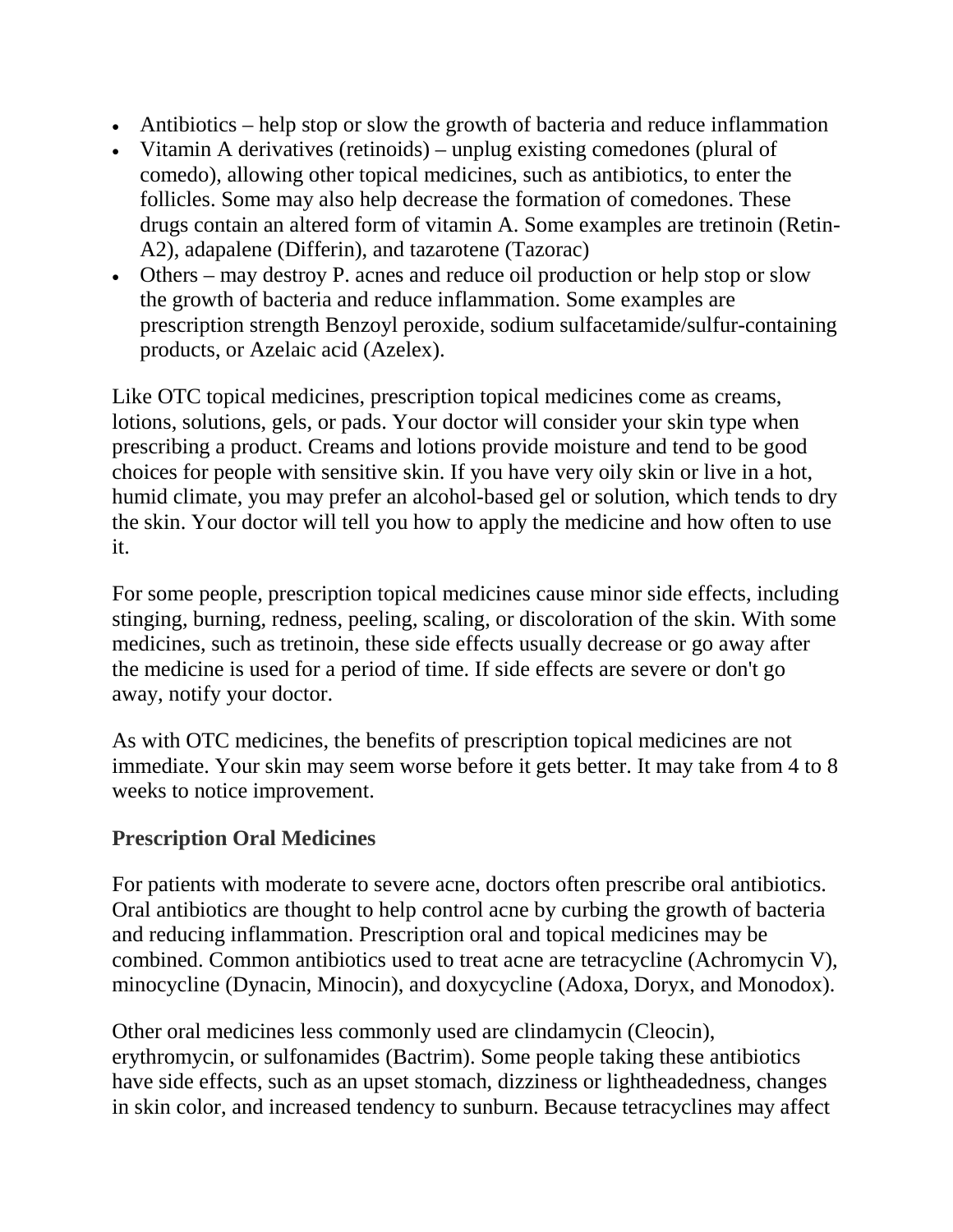- Antibiotics – help stop or slow the growth of bacteria and reduce inflammation
- Vitamin A derivatives (retinoids) – unplug existing comedones (plural of comedo), allowing other topical medicines, such as antibiotics, to enter the follicles. Some may also help decrease the formation of comedones. These drugs contain an altered form of vitamin A. Some examples are tretinoin (Retin-A2), adapalene (Differin), and tazarotene (Tazorac)
- Others – may destroy P. acnes and reduce oil production or help stop or slow the growth of bacteria and reduce inflammation. Some examples are prescription strength Benzoyl peroxide, sodium sulfacetamide/sulfur-containing products, or Azelaic acid (Azelex).

Like OTC topical medicines, prescription topical medicines come as creams, lotions, solutions, gels, or pads. Your doctor will consider your skin type when prescribing a product. Creams and lotions provide moisture and tend to be good choices for people with sensitive skin. If you have very oily skin or live in a hot, humid climate, you may prefer an alcohol-based gel or solution, which tends to dry the skin. Your doctor will tell you how to apply the medicine and how often to use it.

For some people, prescription topical medicines cause minor side effects, including stinging, burning, redness, peeling, scaling, or discoloration of the skin. With some medicines, such as tretinoin, these side effects usually decrease or go away after the medicine is used for a period of time. If side effects are severe or don't go away, notify your doctor.

As with OTC medicines, the benefits of prescription topical medicines are not immediate. Your skin may seem worse before it gets better. It may take from 4 to 8 weeks to notice improvement.

### Prescription Oral Medicines

For patients with moderate to severe acne, doctors often prescribe oral antibiotics. Oral antibiotics are thought to help control acne by curbing the growth of bacteria and reducing inflammation. Prescription oral and topical medicines may be combined. Common antibiotics used to treat acne are tetracycline (Achromycin V), minocycline (Dynacin, Minocin), and doxycycline (Adoxa, Doryx, and Monodox).

Other oral medicines less commonly used are clindamycin (Cleocin), erythromycin, or sulfonamides (Bactrim). Some people taking these antibiotics have side effects, such as an upset stomach, dizziness or lightheadedness, changes in skin color, and increased tendency to sunburn. Because tetracyclines may affect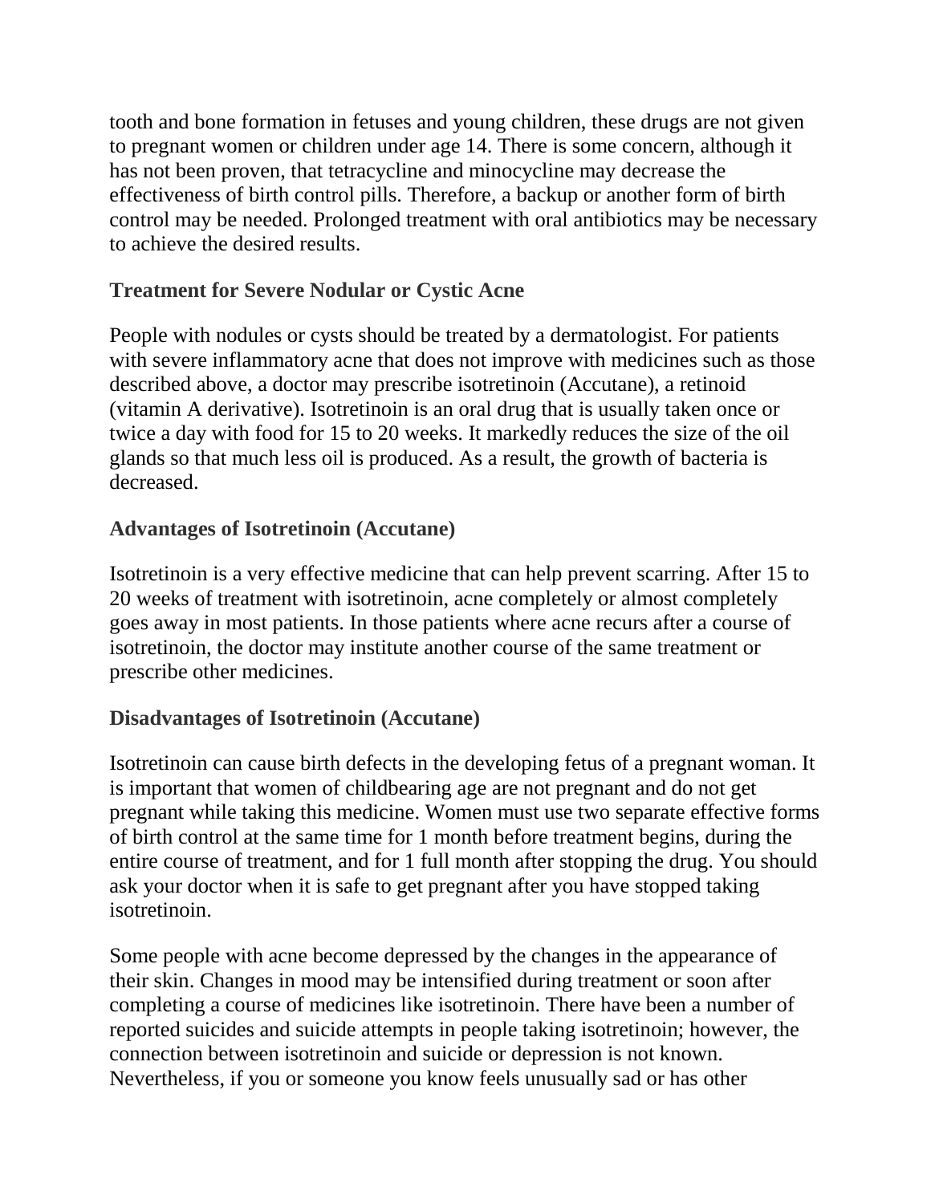tooth and bone formation in fetuses and young children, these drugs are not given to pregnant women or children under age 14. There is some concern, although it has not been proven, that tetracycline and minocycline may decrease the effectiveness of birth control pills. Therefore, a backup or another form of birth control may be needed. Prolonged treatment with oral antibiotics may be necessary to achieve the desired results.

### Treatment for Severe Nodular or Cystic Acne

People with nodules or cysts should be treated by a dermatologist. For patients with severe inflammatory acne that does not improve with medicines such as those described above, a doctor may prescribe isotretinoin (Accutane), a retinoid (vitamin A derivative). Isotretinoin is an oral drug that is usually taken once or twice a day with food for 15 to 20 weeks. It markedly reduces the size of the oil glands so that much less oil is produced. As a result, the growth of bacteria is decreased.

### Advantages of Isotretinoin (Accutane)

Isotretinoin is a very effective medicine that can help prevent scarring. After 15 to 20 weeks of treatment with isotretinoin, acne completely or almost completely goes away in most patients. In those patients where acne recurs after a course of isotretinoin, the doctor may institute another course of the same treatment or prescribe other medicines.

### Disadvantages of Isotretinoin (Accutane)

Isotretinoin can cause birth defects in the developing fetus of a pregnant woman. It is important that women of childbearing age are not pregnant and do not get pregnant while taking this medicine. Women must use two separate effective forms of birth control at the same time for 1 month before treatment begins, during the entire course of treatment, and for 1 full month after stopping the drug. You should ask your doctor when it is safe to get pregnant after you have stopped taking isotretinoin.

Some people with acne become depressed by the changes in the appearance of their skin. Changes in mood may be intensified during treatment or soon after completing a course of medicines like isotretinoin. There have been a number of reported suicides and suicide attempts in people taking isotretinoin; however, the connection between isotretinoin and suicide or depression is not known. Nevertheless, if you or someone you know feels unusually sad or has other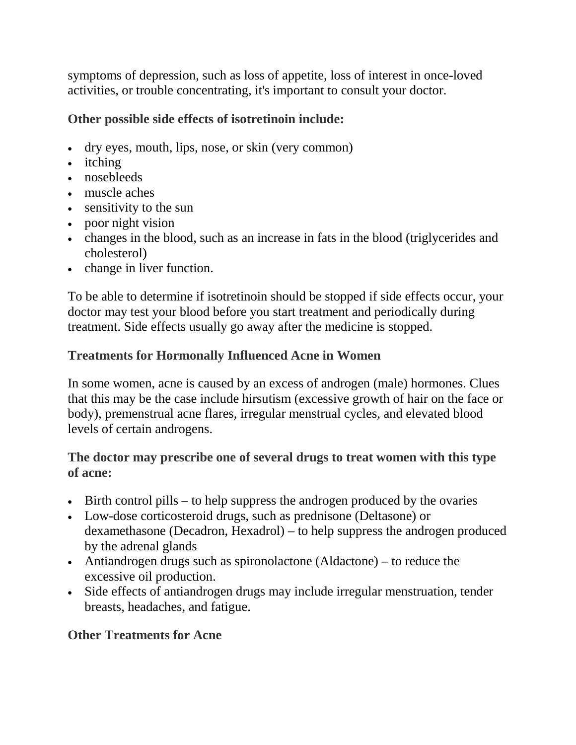symptoms of depression, such as loss of appetite, loss of interest in once-loved activities, or trouble concentrating, it's important to consult your doctor.

**Other possible side effects of isotretinoin include:**

- dry eyes, mouth, lips, nose, or skin (very common)
- itching
- nosebleeds
- muscle aches
- sensitivity to the sun
- poor night vision
- changes in the blood, such as an increase in fats in the blood (triglycerides and cholesterol)
- change in liver function.

To be able to determine if isotretinoin should be stopped if side effects occur, your doctor may test your blood before you start treatment and periodically during treatment. Side effects usually go away after the medicine is stopped.

## Treatments for Hormonally Influenced Acne in Women

In some women, acne is caused by an excess of androgen (male) hormones. Clues that this may be the case include hirsutism (excessive growth of hair on the face or body), premenstrual acne flares, irregular menstrual cycles, and elevated blood levels of certain androgens.

**The doctor may prescribe one of several drugs to treat women with this type of acne:**

- Birth control pills – to help suppress the androgen produced by the ovaries
- Low-dose corticosteroid drugs, such as prednisone (Deltasone) or dexamethasone (Decadron, Hexadrol) – to help suppress the androgen produced by the adrenal glands
- Antiandrogen drugs such as spironolactone (Aldactone) – to reduce the excessive oil production.
- Side effects of antiandrogen drugs may include irregular menstruation, tender breasts, headaches, and fatigue.

## Other Treatments for Acne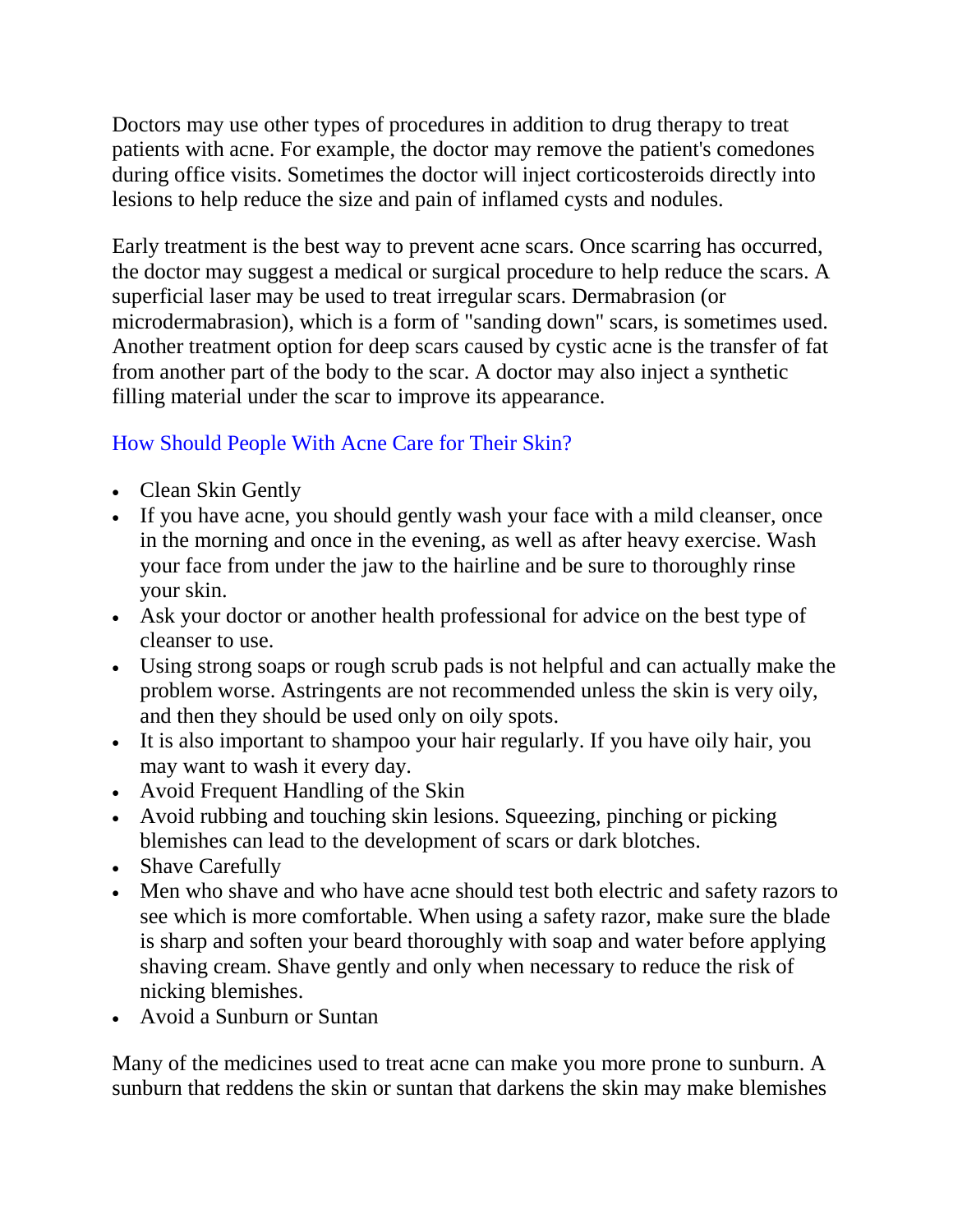Doctors may use other types of procedures in addition to drug therapy to treat patients with acne. For example, the doctor may remove the patient's comedones during office visits. Sometimes the doctor will inject corticosteroids directly into lesions to help reduce the size and pain of inflamed cysts and nodules.

Early treatment is the best way to prevent acne scars. Once scarring has occurred, the doctor may suggest a medical or surgical procedure to help reduce the scars. A superficial laser may be used to treat irregular scars. Dermabrasion (or microdermabrasion), which is a form of "sanding down" scars, is sometimes used. Another treatment option for deep scars caused by cystic acne is the transfer of fat from another part of the body to the scar. A doctor may also inject a synthetic filling material under the scar to improve its appearance.

## How Should People With Acne Care for Their Skin?

- Clean Skin Gently
- If you have acne, you should gently wash your face with a mild cleanser, once in the morning and once in the evening, as well as after heavy exercise. Wash your face from under the jaw to the hairline and be sure to thoroughly rinse your skin.
- Ask your doctor or another health professional for advice on the best type of cleanser to use.
- Using strong soaps or rough scrub pads is not helpful and can actually make the problem worse. Astringents are not recommended unless the skin is very oily, and then they should be used only on oily spots.
- It is also important to shampoo your hair regularly. If you have oily hair, you may want to wash it every day.
- Avoid Frequent Handling of the Skin
- Avoid rubbing and touching skin lesions. Squeezing, pinching or picking blemishes can lead to the development of scars or dark blotches.
- Shave Carefully
- Men who shave and who have acne should test both electric and safety razors to see which is more comfortable. When using a safety razor, make sure the blade is sharp and soften your beard thoroughly with soap and water before applying shaving cream. Shave gently and only when necessary to reduce the risk of nicking blemishes.
- Avoid a Sunburn or Suntan

Many of the medicines used to treat acne can make you more prone to sunburn. A sunburn that reddens the skin or suntan that darkens the skin may make blemishes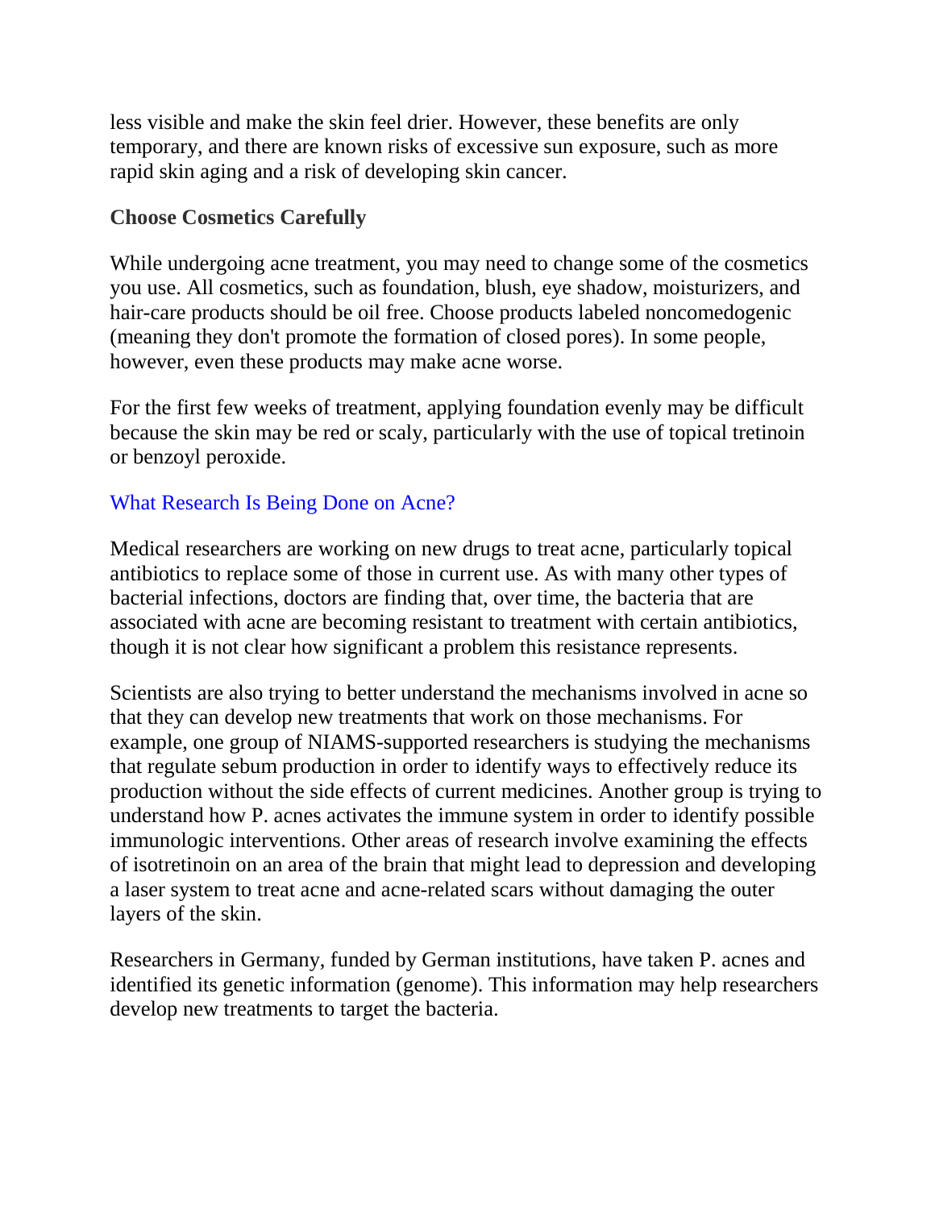less visible and make the skin feel drier. However, these benefits are only temporary, and there are known risks of excessive sun exposure, such as more rapid skin aging and a risk of developing skin cancer.

### Choose Cosmetics Carefully

While undergoing acne treatment, you may need to change some of the cosmetics you use. All cosmetics, such as foundation, blush, eye shadow, moisturizers, and hair-care products should be oil free. Choose products labeled noncomedogenic (meaning they don't promote the formation of closed pores). In some people, however, even these products may make acne worse.

For the first few weeks of treatment, applying foundation evenly may be difficult because the skin may be red or scaly, particularly with the use of topical tretinoin or benzoyl peroxide.

## What Research Is Being Done on Acne?

Medical researchers are working on new drugs to treat acne, particularly topical antibiotics to replace some of those in current use. As with many other types of bacterial infections, doctors are finding that, over time, the bacteria that are associated with acne are becoming resistant to treatment with certain antibiotics, though it is not clear how significant a problem this resistance represents.

Scientists are also trying to better understand the mechanisms involved in acne so that they can develop new treatments that work on those mechanisms. For example, one group of NIAMS-supported researchers is studying the mechanisms that regulate sebum production in order to identify ways to effectively reduce its production without the side effects of current medicines. Another group is trying to understand how P. acnes activates the immune system in order to identify possible immunologic interventions. Other areas of research involve examining the effects of isotretinoin on an area of the brain that might lead to depression and developing a laser system to treat acne and acne-related scars without damaging the outer layers of the skin.

Researchers in Germany, funded by German institutions, have taken P. acnes and identified its genetic information (genome). This information may help researchers develop new treatments to target the bacteria.